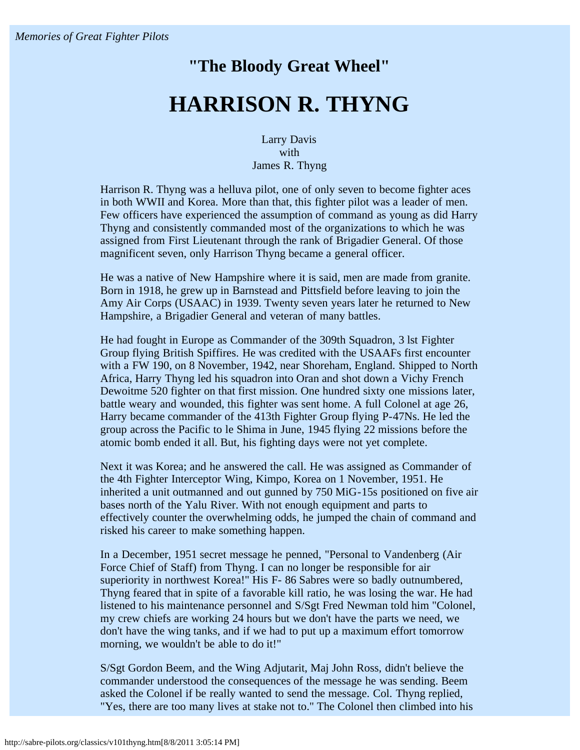# "The Bloody Great Wheel"

# HARRISON R. THYNG

Larry Davis
with
James R. Thyng

Harrison R. Thyng was a helluva pilot, one of only seven to become fighter aces in both WWII and Korea. More than that, this fighter pilot was a leader of men. Few officers have experienced the assumption of command as young as did Harry Thyng and consistently commanded most of the organizations to which he was assigned from First Lieutenant through the rank of Brigadier General. Of those magnificent seven, only Harrison Thyng became a general officer.

He was a native of New Hampshire where it is said, men are made from granite. Born in 1918, he grew up in Barnstead and Pittsfield before leaving to join the Amy Air Corps (USAAC) in 1939. Twenty seven years later he returned to New Hampshire, a Brigadier General and veteran of many battles.

He had fought in Europe as Commander of the 309th Squadron, 3 lst Fighter Group flying British Spiffires. He was credited with the USAAFs first encounter with a FW 190, on 8 November, 1942, near Shoreham, England. Shipped to North Africa, Harry Thyng led his squadron into Oran and shot down a Vichy French Dewoitme 520 fighter on that first mission. One hundred sixty one missions later, battle weary and wounded, this fighter was sent home. A full Colonel at age 26, Harry became commander of the 413th Fighter Group flying P-47Ns. He led the group across the Pacific to le Shima in June, 1945 flying 22 missions before the atomic bomb ended it all. But, his fighting days were not yet complete.

Next it was Korea; and he answered the call. He was assigned as Commander of the 4th Fighter Interceptor Wing, Kimpo, Korea on 1 November, 1951. He inherited a unit outmanned and out gunned by 750 MiG-15s positioned on five air bases north of the Yalu River. With not enough equipment and parts to effectively counter the overwhelming odds, he jumped the chain of command and risked his career to make something happen.

In a December, 1951 secret message he penned, "Personal to Vandenberg (Air Force Chief of Staff) from Thyng. I can no longer be responsible for air superiority in northwest Korea!" His F- 86 Sabres were so badly outnumbered, Thyng feared that in spite of a favorable kill ratio, he was losing the war. He had listened to his maintenance personnel and S/Sgt Fred Newman told him "Colonel, my crew chiefs are working 24 hours but we don't have the parts we need, we don't have the wing tanks, and if we had to put up a maximum effort tomorrow morning, we wouldn't be able to do it!"

S/Sgt Gordon Beem, and the Wing Adjutarit, Maj John Ross, didn't believe the commander understood the consequences of the message he was sending. Beem asked the Colonel if be really wanted to send the message. Col. Thyng replied, "Yes, there are too many lives at stake not to." The Colonel then climbed into his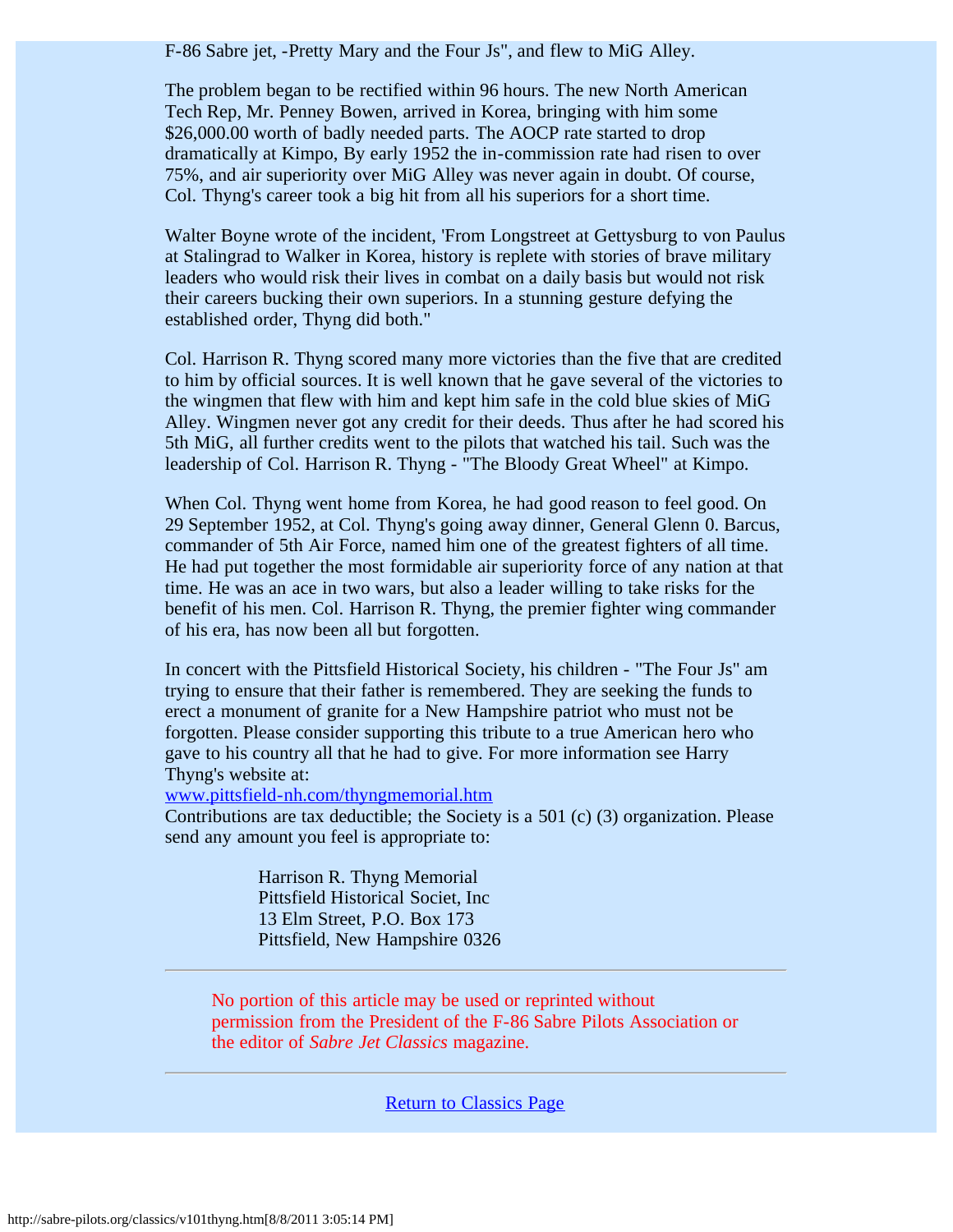F-86 Sabre jet, -Pretty Mary and the Four Js", and flew to MiG Alley.

The problem began to be rectified within 96 hours. The new North American Tech Rep, Mr. Penney Bowen, arrived in Korea, bringing with him some $26,000.00 worth of badly needed parts. The AOCP rate started to drop dramatically at Kimpo, By early 1952 the in-commission rate had risen to over 75%, and air superiority over MiG Alley was never again in doubt. Of course, Col. Thyng's career took a big hit from all his superiors for a short time.

Walter Boyne wrote of the incident, 'From Longstreet at Gettysburg to von Paulus at Stalingrad to Walker in Korea, history is replete with stories of brave military leaders who would risk their lives in combat on a daily basis but would not risk their careers bucking their own superiors. In a stunning gesture defying the established order, Thyng did both."

Col. Harrison R. Thyng scored many more victories than the five that are credited to him by official sources. It is well known that he gave several of the victories to the wingmen that flew with him and kept him safe in the cold blue skies of MiG Alley. Wingmen never got any credit for their deeds. Thus after he had scored his 5th MiG, all further credits went to the pilots that watched his tail. Such was the leadership of Col. Harrison R. Thyng - "The Bloody Great Wheel" at Kimpo.

When Col. Thyng went home from Korea, he had good reason to feel good. On 29 September 1952, at Col. Thyng's going away dinner, General Glenn 0. Barcus, commander of 5th Air Force, named him one of the greatest fighters of all time. He had put together the most formidable air superiority force of any nation at that time. He was an ace in two wars, but also a leader willing to take risks for the benefit of his men. Col. Harrison R. Thyng, the premier fighter wing commander of his era, has now been all but forgotten.

In concert with the Pittsfield Historical Society, his children - "The Four Js" am trying to ensure that their father is remembered. They are seeking the funds to erect a monument of granite for a New Hampshire patriot who must not be forgotten. Please consider supporting this tribute to a true American hero who gave to his country all that he had to give. For more information see Harry Thyng's website at:
[www.pittsfield-nh.com/thyngmemorial.htm](http://www.pittsfield-nh.com/thyngmemorial.htm)
Contributions are tax deductible; the Society is a 501 (c) (3) organization. Please send any amount you feel is appropriate to:

> Harrison R. Thyng Memorial
> Pittsfield Historical Societ, Inc
> 13 Elm Street, P.O. Box 173
> Pittsfield, New Hampshire 0326

---

No portion of this article may be used or reprinted without permission from the President of the F-86 Sabre Pilots Association or the editor of *Sabre Jet Classics* magazine.

---

Return to Classics Page